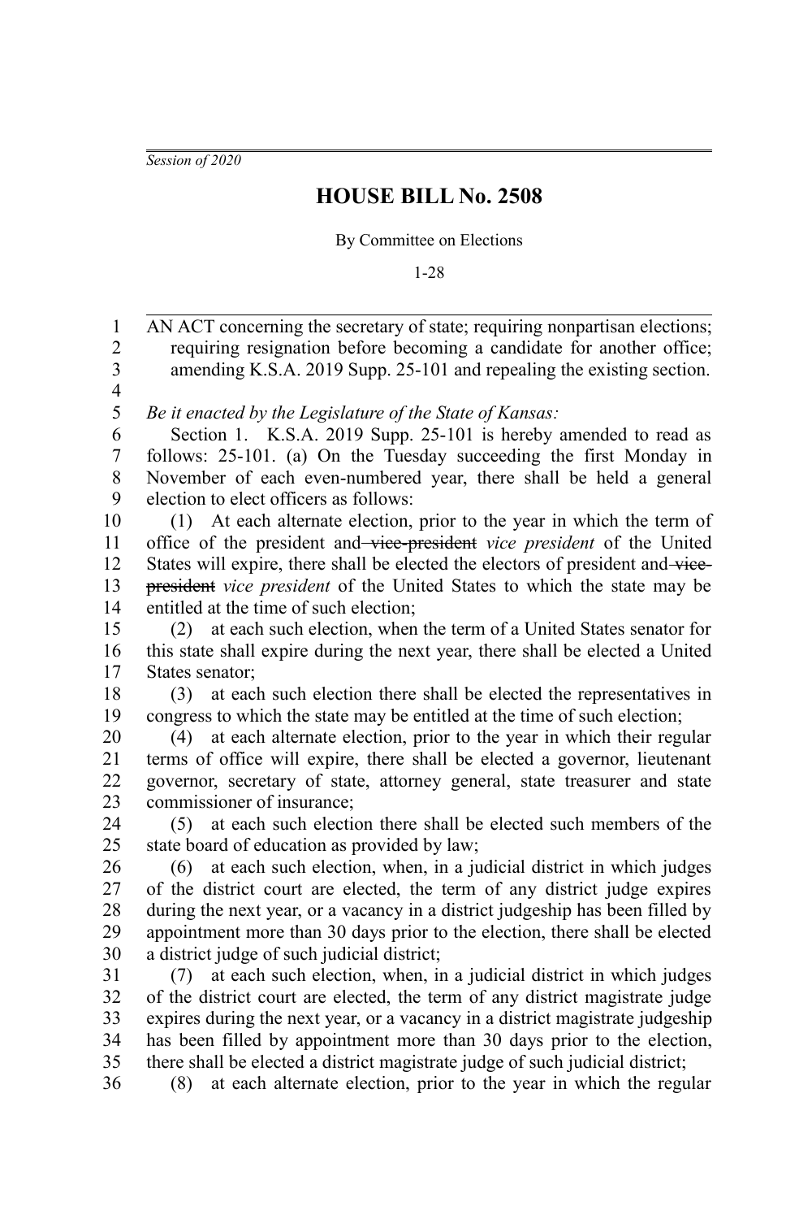*Session of 2020*

# HOUSE BILL No. 2508

By Committee on Elections

1-28

AN ACT concerning the secretary of state; requiring nonpartisan elections; requiring resignation before becoming a candidate for another office; amending K.S.A. 2019 Supp. 25-101 and repealing the existing section.

*Be it enacted by the Legislature of the State of Kansas:*

Section 1. K.S.A. 2019 Supp. 25-101 is hereby amended to read as follows: 25-101. (a) On the Tuesday succeeding the first Monday in November of each even-numbered year, there shall be held a general election to elect officers as follows:

(1) At each alternate election, prior to the year in which the term of office of the president and ~~vice-president~~ *vice president* of the United States will expire, there shall be elected the electors of president and ~~vice-president~~ *vice president* of the United States to which the state may be entitled at the time of such election;

(2) at each such election, when the term of a United States senator for this state shall expire during the next year, there shall be elected a United States senator;

(3) at each such election there shall be elected the representatives in congress to which the state may be entitled at the time of such election;

(4) at each alternate election, prior to the year in which their regular terms of office will expire, there shall be elected a governor, lieutenant governor, secretary of state, attorney general, state treasurer and state commissioner of insurance;

(5) at each such election there shall be elected such members of the state board of education as provided by law;

(6) at each such election, when, in a judicial district in which judges of the district court are elected, the term of any district judge expires during the next year, or a vacancy in a district judgeship has been filled by appointment more than 30 days prior to the election, there shall be elected a district judge of such judicial district;

(7) at each such election, when, in a judicial district in which judges of the district court are elected, the term of any district magistrate judge expires during the next year, or a vacancy in a district magistrate judgeship has been filled by appointment more than 30 days prior to the election, there shall be elected a district magistrate judge of such judicial district;

(8) at each alternate election, prior to the year in which the regular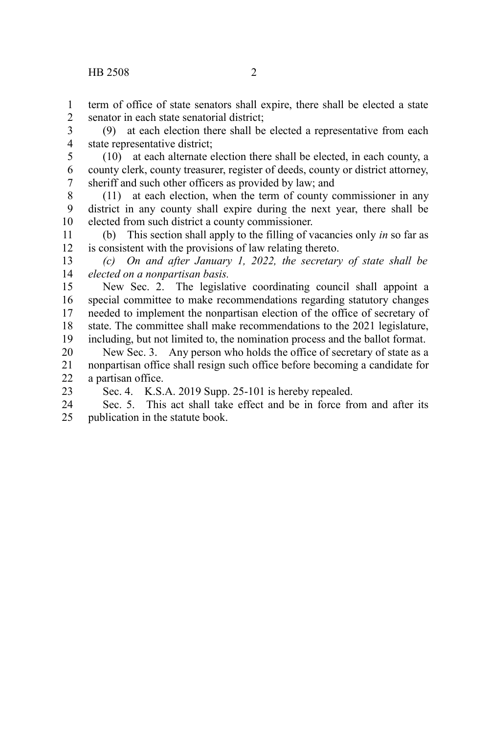term of office of state senators shall expire, there shall be elected a state senator in each state senatorial district;

(9) at each election there shall be elected a representative from each state representative district;

(10) at each alternate election there shall be elected, in each county, a county clerk, county treasurer, register of deeds, county or district attorney, sheriff and such other officers as provided by law; and

(11) at each election, when the term of county commissioner in any district in any county shall expire during the next year, there shall be elected from such district a county commissioner.

(b) This section shall apply to the filling of vacancies only *in* so far as is consistent with the provisions of law relating thereto.

*(c) On and after January 1, 2022, the secretary of state shall be elected on a nonpartisan basis.*

New Sec. 2. The legislative coordinating council shall appoint a special committee to make recommendations regarding statutory changes needed to implement the nonpartisan election of the office of secretary of state. The committee shall make recommendations to the 2021 legislature, including, but not limited to, the nomination process and the ballot format.

New Sec. 3. Any person who holds the office of secretary of state as a nonpartisan office shall resign such office before becoming a candidate for a partisan office.

Sec. 4. K.S.A. 2019 Supp. 25-101 is hereby repealed.

Sec. 5. This act shall take effect and be in force from and after its publication in the statute book.